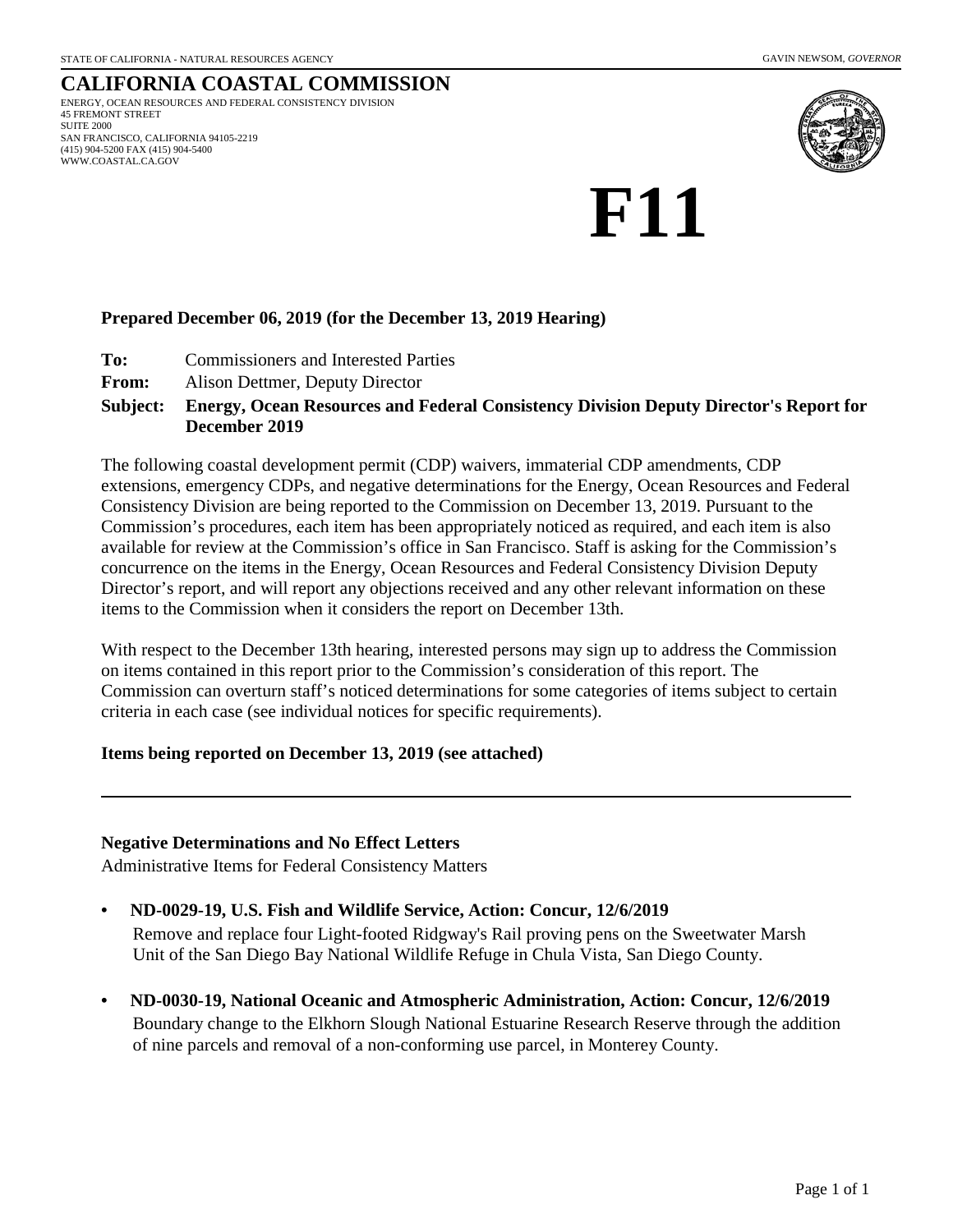STATE OF CALIFORNIA - NATURAL RESOURCES AGENCY GAVIN NEWSOM, *GOVERNOR*

# CALIFORNIA COASTAL COMMISSION

ENERGY, OCEAN RESOURCES AND FEDERAL CONSISTENCY DIVISION
45 FREMONT STREET
SUITE 2000
SAN FRANCISCO, CALIFORNIA 94105-2219
(415) 904-5200 FAX (415) 904-5400
WWW.COASTAL.CA.GOV

# F11

**Prepared December 06, 2019 (for the December 13, 2019 Hearing)**

**To:** Commissioners and Interested Parties
**From:** Alison Dettmer, Deputy Director
**Subject: Energy, Ocean Resources and Federal Consistency Division Deputy Director's Report for December 2019**

The following coastal development permit (CDP) waivers, immaterial CDP amendments, CDP extensions, emergency CDPs, and negative determinations for the Energy, Ocean Resources and Federal Consistency Division are being reported to the Commission on December 13, 2019. Pursuant to the Commission's procedures, each item has been appropriately noticed as required, and each item is also available for review at the Commission's office in San Francisco. Staff is asking for the Commission's concurrence on the items in the Energy, Ocean Resources and Federal Consistency Division Deputy Director's report, and will report any objections received and any other relevant information on these items to the Commission when it considers the report on December 13th.

With respect to the December 13th hearing, interested persons may sign up to address the Commission on items contained in this report prior to the Commission's consideration of this report. The Commission can overturn staff's noticed determinations for some categories of items subject to certain criteria in each case (see individual notices for specific requirements).

**Items being reported on December 13, 2019 (see attached)**

---

**Negative Determinations and No Effect Letters**
Administrative Items for Federal Consistency Matters

- **ND-0029-19, U.S. Fish and Wildlife Service, Action: Concur, 12/6/2019**
  Remove and replace four Light-footed Ridgway's Rail proving pens on the Sweetwater Marsh Unit of the San Diego Bay National Wildlife Refuge in Chula Vista, San Diego County.

- **ND-0030-19, National Oceanic and Atmospheric Administration, Action: Concur, 12/6/2019**
  Boundary change to the Elkhorn Slough National Estuarine Research Reserve through the addition of nine parcels and removal of a non-conforming use parcel, in Monterey County.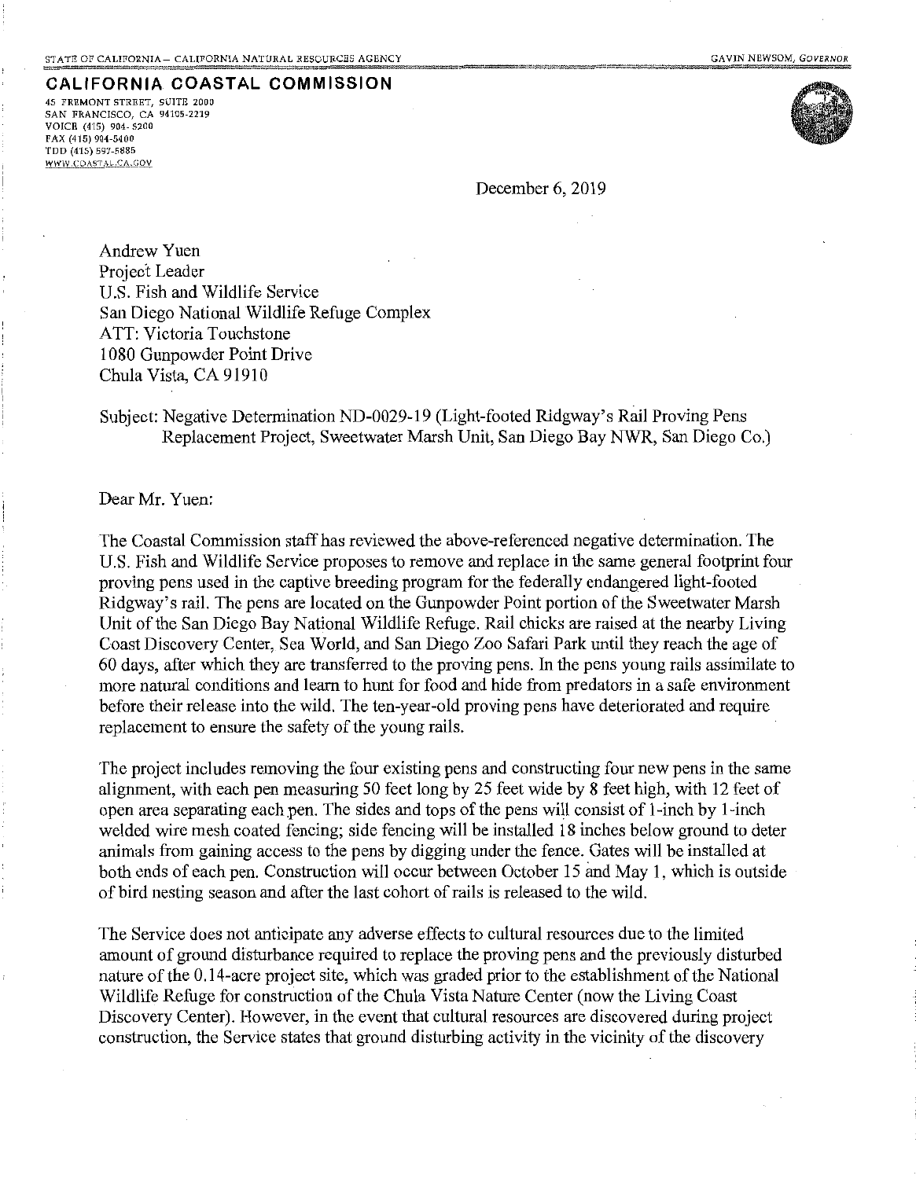STATE OF CALIFORNIA – CALIFORNIA NATURAL RESOURCES AGENCY GAVIN NEWSOM, *GOVERNOR*

**CALIFORNIA COASTAL COMMISSION**

45 FREMONT STREET, SUITE 2000
SAN FRANCISCO, CA 94105-2219
VOICE (415) 904-5200
FAX (415) 904-5400
TDD (415) 597-5885
WWW.COASTAL.CA.GOV

December 6, 2019

Andrew Yuen
Project Leader
U.S. Fish and Wildlife Service
San Diego National Wildlife Refuge Complex
ATT: Victoria Touchstone
1080 Gunpowder Point Drive
Chula Vista, CA 91910

Subject: Negative Determination ND-0029-19 (Light-footed Ridgway's Rail Proving Pens Replacement Project, Sweetwater Marsh Unit, San Diego Bay NWR, San Diego Co.)

Dear Mr. Yuen:

The Coastal Commission staff has reviewed the above-referenced negative determination. The U.S. Fish and Wildlife Service proposes to remove and replace in the same general footprint four proving pens used in the captive breeding program for the federally endangered light-footed Ridgway's rail. The pens are located on the Gunpowder Point portion of the Sweetwater Marsh Unit of the San Diego Bay National Wildlife Refuge. Rail chicks are raised at the nearby Living Coast Discovery Center, Sea World, and San Diego Zoo Safari Park until they reach the age of 60 days, after which they are transferred to the proving pens. In the pens young rails assimilate to more natural conditions and learn to hunt for food and hide from predators in a safe environment before their release into the wild. The ten-year-old proving pens have deteriorated and require replacement to ensure the safety of the young rails.

The project includes removing the four existing pens and constructing four new pens in the same alignment, with each pen measuring 50 feet long by 25 feet wide by 8 feet high, with 12 feet of open area separating each pen. The sides and tops of the pens will consist of 1-inch by 1-inch welded wire mesh coated fencing; side fencing will be installed 18 inches below ground to deter animals from gaining access to the pens by digging under the fence. Gates will be installed at both ends of each pen. Construction will occur between October 15 and May 1, which is outside of bird nesting season and after the last cohort of rails is released to the wild.

The Service does not anticipate any adverse effects to cultural resources due to the limited amount of ground disturbance required to replace the proving pens and the previously disturbed nature of the 0.14-acre project site, which was graded prior to the establishment of the National Wildlife Refuge for construction of the Chula Vista Nature Center (now the Living Coast Discovery Center). However, in the event that cultural resources are discovered during project construction, the Service states that ground disturbing activity in the vicinity of the discovery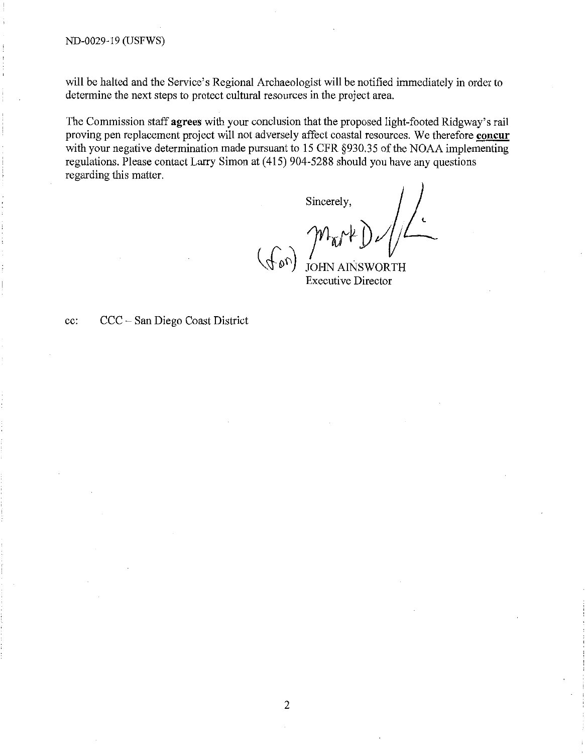will be halted and the Service's Regional Archaeologist will be notified immediately in order to determine the next steps to protect cultural resources in the project area.

The Commission staff **agrees** with your conclusion that the proposed light-footed Ridgway's rail proving pen replacement project will not adversely affect coastal resources. We therefore **concur** with your negative determination made pursuant to 15 CFR §930.35 of the NOAA implementing regulations. Please contact Larry Simon at (415) 904-5288 should you have any questions regarding this matter.

Sincerely,

(for) Mark D...

JOHN AINSWORTH
Executive Director

cc: CCC – San Diego Coast District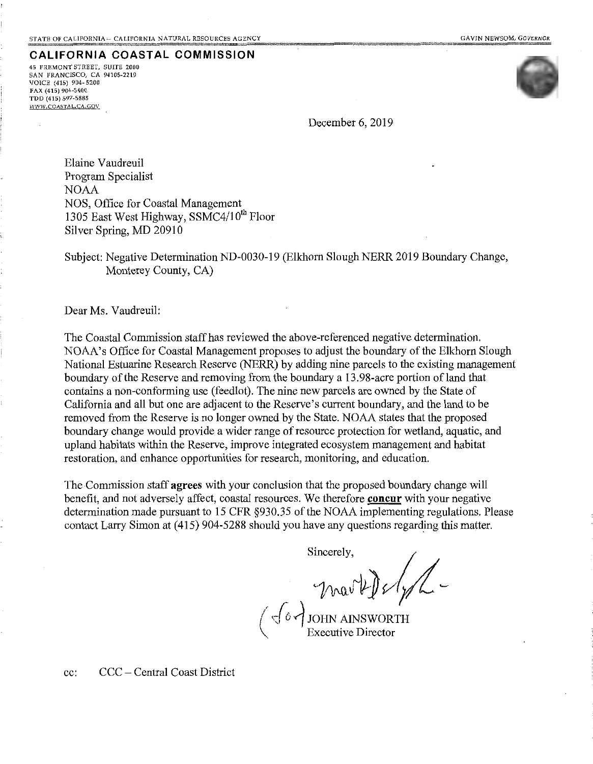STATE OF CALIFORNIA – CALIFORNIA NATURAL RESOURCES AGENCY GAVIN NEWSOM, *GOVERNOR*

**CALIFORNIA COASTAL COMMISSION**

45 FREMONT STREET, SUITE 2000
SAN FRANCISCO, CA 94105-2219
VOICE (415) 904-5200
FAX (415) 904-5400
TDD (415) 597-5885
WWW.COASTAL.CA.GOV

December 6, 2019

Elaine Vaudreuil
Program Specialist
NOAA
NOS, Office for Coastal Management
1305 East West Highway, SSMC4/10th Floor
Silver Spring, MD 20910

Subject: Negative Determination ND-0030-19 (Elkhorn Slough NERR 2019 Boundary Change, Monterey County, CA)

Dear Ms. Vaudreuil:

The Coastal Commission staff has reviewed the above-referenced negative determination. NOAA's Office for Coastal Management proposes to adjust the boundary of the Elkhorn Slough National Estuarine Research Reserve (NERR) by adding nine parcels to the existing management boundary of the Reserve and removing from the boundary a 13.98-acre portion of land that contains a non-conforming use (feedlot). The nine new parcels are owned by the State of California and all but one are adjacent to the Reserve's current boundary, and the land to be removed from the Reserve is no longer owned by the State. NOAA states that the proposed boundary change would provide a wider range of resource protection for wetland, aquatic, and upland habitats within the Reserve, improve integrated ecosystem management and habitat restoration, and enhance opportunities for research, monitoring, and education.

The Commission staff **agrees** with your conclusion that the proposed boundary change will benefit, and not adversely affect, coastal resources. We therefore **concur** with your negative determination made pursuant to 15 CFR §930.35 of the NOAA implementing regulations. Please contact Larry Simon at (415) 904-5288 should you have any questions regarding this matter.

Sincerely,

(for) JOHN AINSWORTH
Executive Director

cc: CCC – Central Coast District